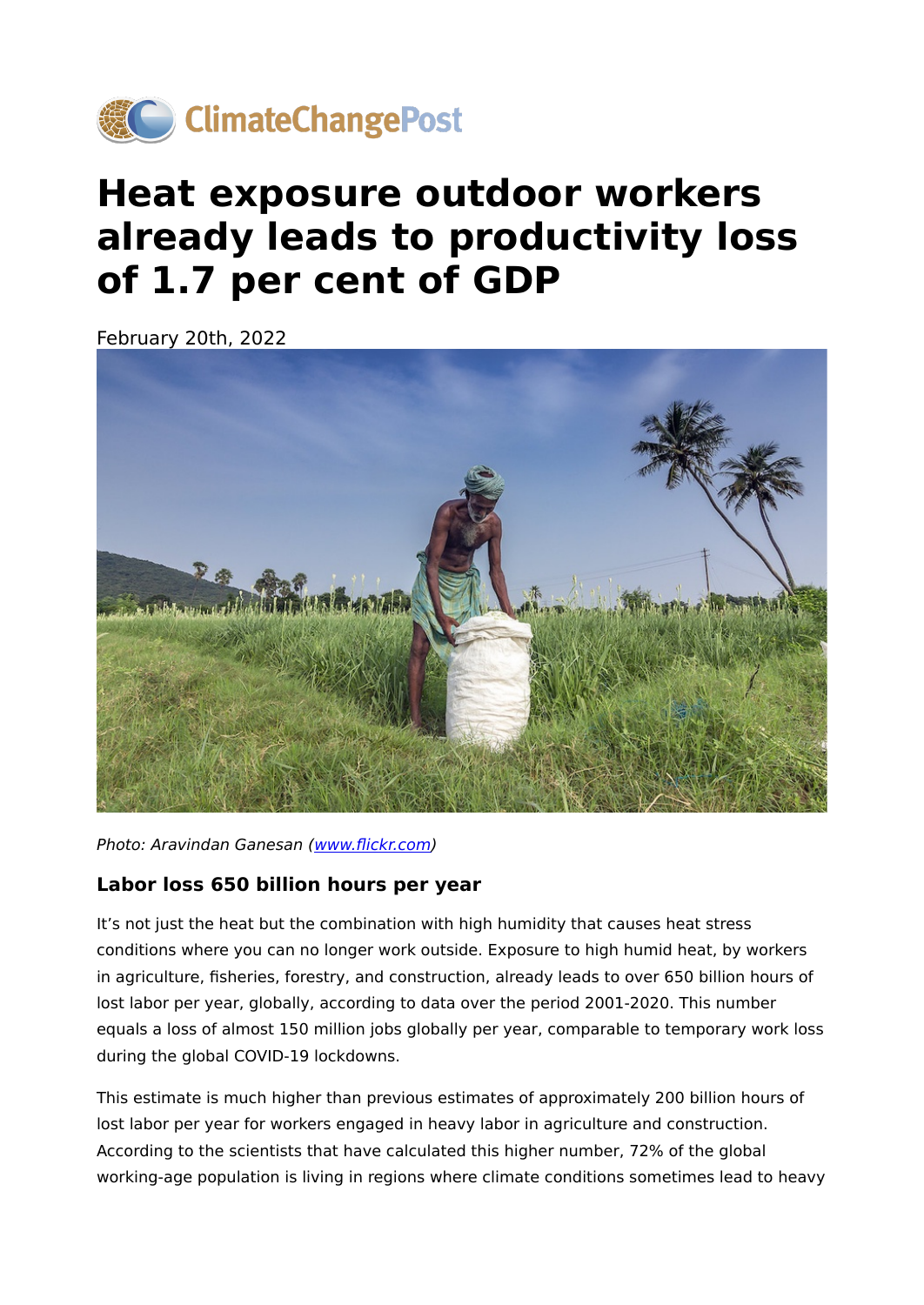# Heat exposure outdoor workers already leads to productivity loss of 1.7 per cent of GDP

February 20th, 2022

*Photo: Aravindan Ganesan ([www.flickr.com](www.flickr.com))*

### Labor loss 650 billion hours per year

It's not just the heat but the combination with high humidity that causes heat stress conditions where you can no longer work outside. Exposure to high humid heat, by workers in agriculture, fisheries, forestry, and construction, already leads to over 650 billion hours of lost labor per year, globally, according to data over the period 2001-2020. This number equals a loss of almost 150 million jobs globally per year, comparable to temporary work loss during the global COVID-19 lockdowns.

This estimate is much higher than previous estimates of approximately 200 billion hours of lost labor per year for workers engaged in heavy labor in agriculture and construction. According to the scientists that have calculated this higher number, 72% of the global working-age population is living in regions where climate conditions sometimes lead to heavy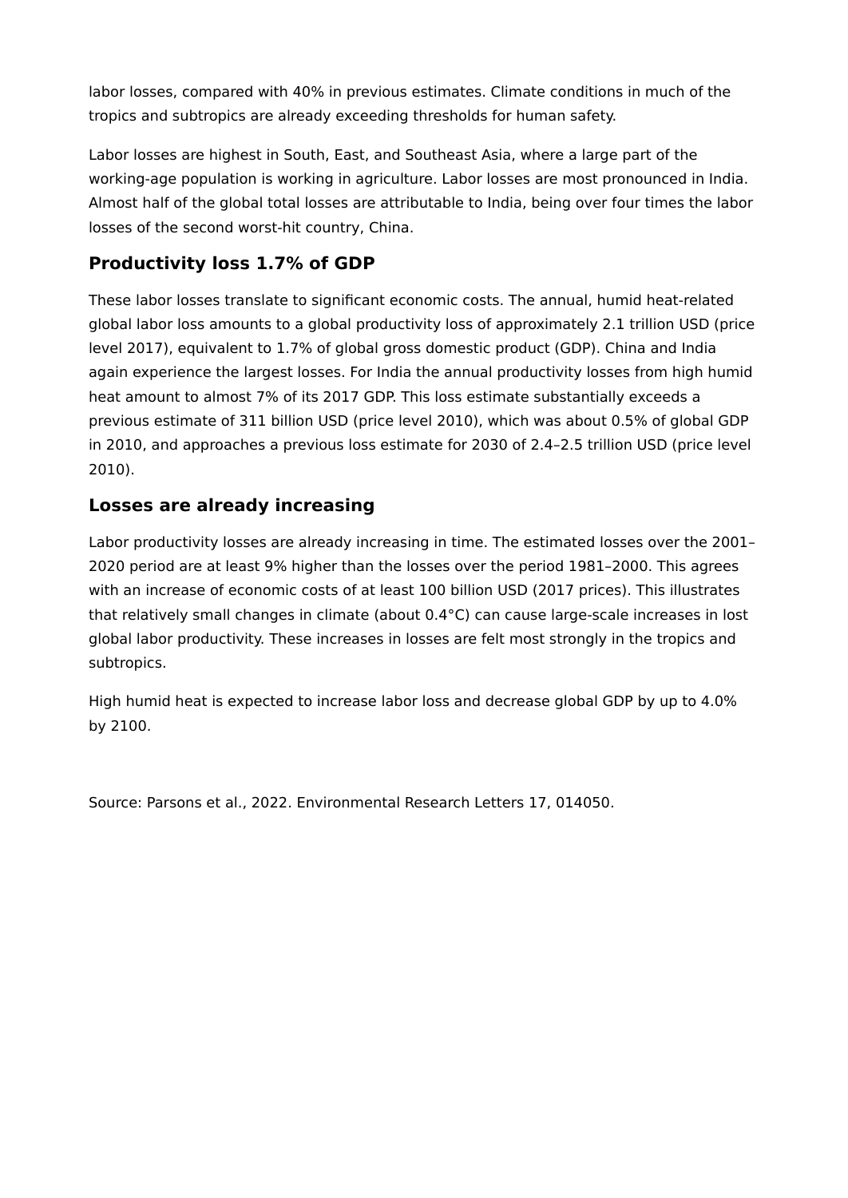labor losses, compared with 40% in previous estimates. Climate conditions in much of the tropics and subtropics are already exceeding thresholds for human safety.

Labor losses are highest in South, East, and Southeast Asia, where a large part of the working-age population is working in agriculture. Labor losses are most pronounced in India. Almost half of the global total losses are attributable to India, being over four times the labor losses of the second worst-hit country, China.

## Productivity loss 1.7% of GDP

These labor losses translate to significant economic costs. The annual, humid heat-related global labor loss amounts to a global productivity loss of approximately 2.1 trillion USD (price level 2017), equivalent to 1.7% of global gross domestic product (GDP). China and India again experience the largest losses. For India the annual productivity losses from high humid heat amount to almost 7% of its 2017 GDP. This loss estimate substantially exceeds a previous estimate of 311 billion USD (price level 2010), which was about 0.5% of global GDP in 2010, and approaches a previous loss estimate for 2030 of 2.4–2.5 trillion USD (price level 2010).

## Losses are already increasing

Labor productivity losses are already increasing in time. The estimated losses over the 2001–2020 period are at least 9% higher than the losses over the period 1981–2000. This agrees with an increase of economic costs of at least 100 billion USD (2017 prices). This illustrates that relatively small changes in climate (about 0.4°C) can cause large-scale increases in lost global labor productivity. These increases in losses are felt most strongly in the tropics and subtropics.

High humid heat is expected to increase labor loss and decrease global GDP by up to 4.0% by 2100.

Source: Parsons et al., 2022. Environmental Research Letters 17, 014050.